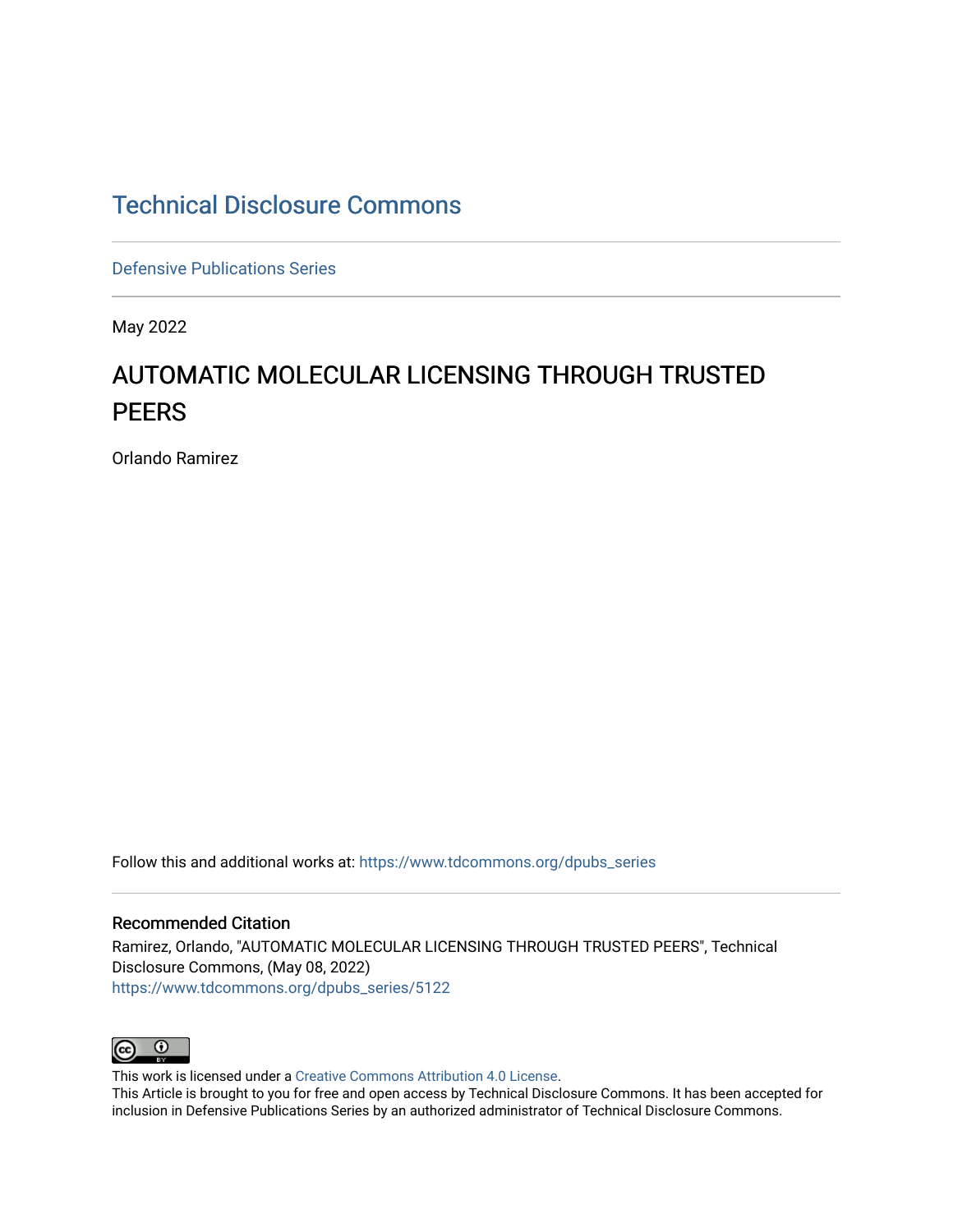# Technical Disclosure Commons

Defensive Publications Series

May 2022

## AUTOMATIC MOLECULAR LICENSING THROUGH TRUSTED PEERS

Orlando Ramirez

Follow this and additional works at: https://www.tdcommons.org/dpubs_series

### Recommended Citation

Ramirez, Orlando, "AUTOMATIC MOLECULAR LICENSING THROUGH TRUSTED PEERS", Technical Disclosure Commons, (May 08, 2022)
https://www.tdcommons.org/dpubs_series/5122

This work is licensed under a Creative Commons Attribution 4.0 License.
This Article is brought to you for free and open access by Technical Disclosure Commons. It has been accepted for inclusion in Defensive Publications Series by an authorized administrator of Technical Disclosure Commons.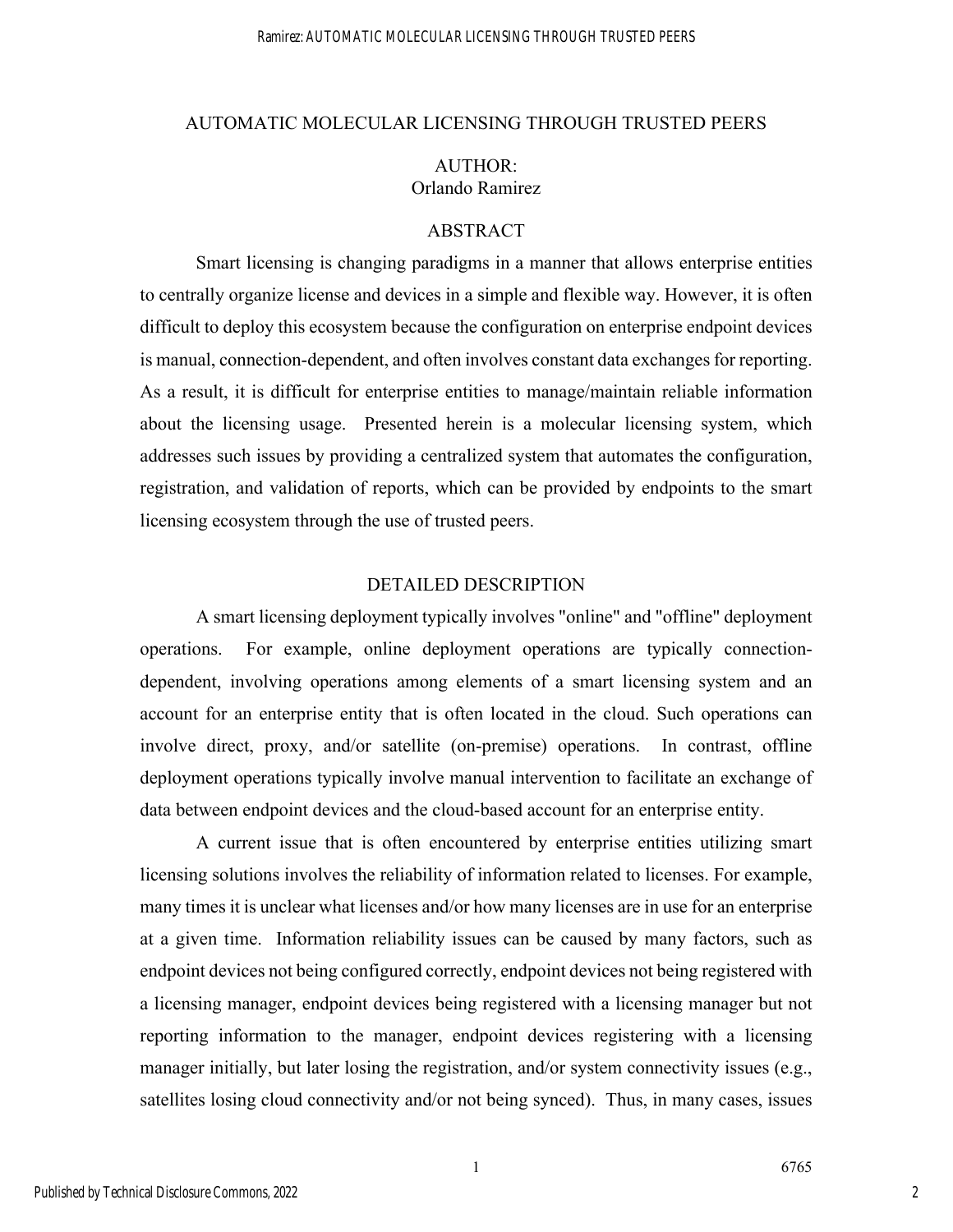# AUTOMATIC MOLECULAR LICENSING THROUGH TRUSTED PEERS

AUTHOR:
Orlando Ramirez

## ABSTRACT

Smart licensing is changing paradigms in a manner that allows enterprise entities to centrally organize license and devices in a simple and flexible way. However, it is often difficult to deploy this ecosystem because the configuration on enterprise endpoint devices is manual, connection-dependent, and often involves constant data exchanges for reporting. As a result, it is difficult for enterprise entities to manage/maintain reliable information about the licensing usage. Presented herein is a molecular licensing system, which addresses such issues by providing a centralized system that automates the configuration, registration, and validation of reports, which can be provided by endpoints to the smart licensing ecosystem through the use of trusted peers.

## DETAILED DESCRIPTION

A smart licensing deployment typically involves "online" and "offline" deployment operations. For example, online deployment operations are typically connection-dependent, involving operations among elements of a smart licensing system and an account for an enterprise entity that is often located in the cloud. Such operations can involve direct, proxy, and/or satellite (on-premise) operations. In contrast, offline deployment operations typically involve manual intervention to facilitate an exchange of data between endpoint devices and the cloud-based account for an enterprise entity.

A current issue that is often encountered by enterprise entities utilizing smart licensing solutions involves the reliability of information related to licenses. For example, many times it is unclear what licenses and/or how many licenses are in use for an enterprise at a given time. Information reliability issues can be caused by many factors, such as endpoint devices not being configured correctly, endpoint devices not being registered with a licensing manager, endpoint devices being registered with a licensing manager but not reporting information to the manager, endpoint devices registering with a licensing manager initially, but later losing the registration, and/or system connectivity issues (e.g., satellites losing cloud connectivity and/or not being synced). Thus, in many cases, issues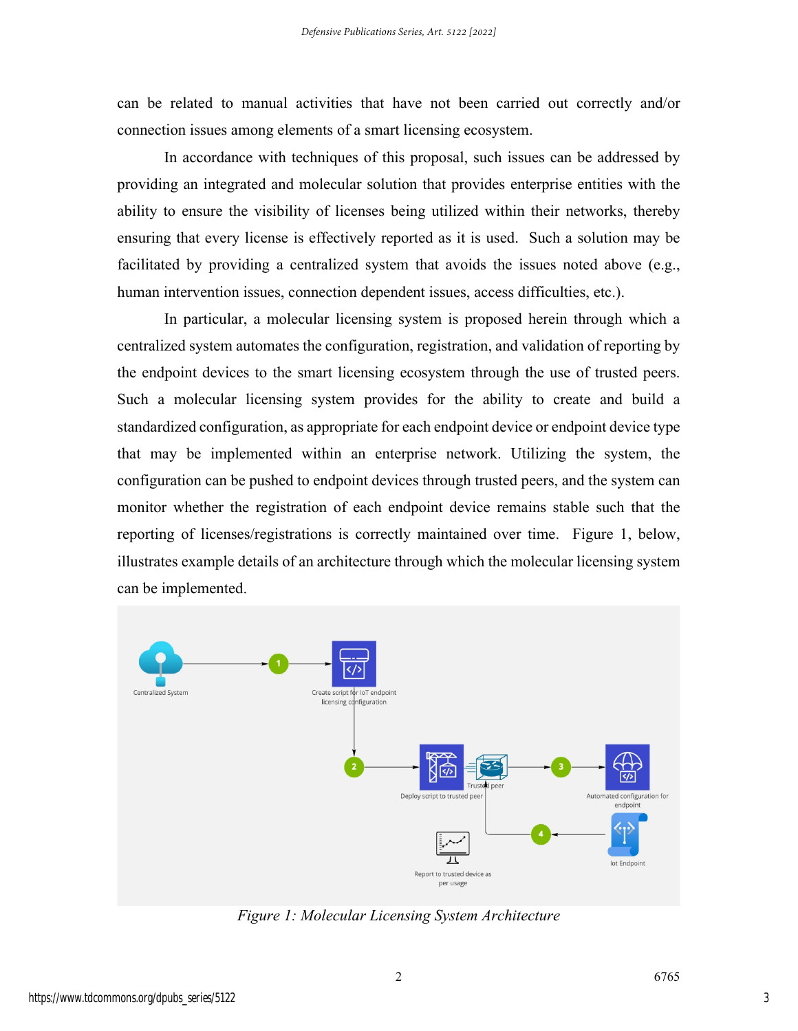can be related to manual activities that have not been carried out correctly and/or connection issues among elements of a smart licensing ecosystem.

In accordance with techniques of this proposal, such issues can be addressed by providing an integrated and molecular solution that provides enterprise entities with the ability to ensure the visibility of licenses being utilized within their networks, thereby ensuring that every license is effectively reported as it is used. Such a solution may be facilitated by providing a centralized system that avoids the issues noted above (e.g., human intervention issues, connection dependent issues, access difficulties, etc.).

In particular, a molecular licensing system is proposed herein through which a centralized system automates the configuration, registration, and validation of reporting by the endpoint devices to the smart licensing ecosystem through the use of trusted peers. Such a molecular licensing system provides for the ability to create and build a standardized configuration, as appropriate for each endpoint device or endpoint device type that may be implemented within an enterprise network. Utilizing the system, the configuration can be pushed to endpoint devices through trusted peers, and the system can monitor whether the registration of each endpoint device remains stable such that the reporting of licenses/registrations is correctly maintained over time. Figure 1, below, illustrates example details of an architecture through which the molecular licensing system can be implemented.

*Figure 1: Molecular Licensing System Architecture*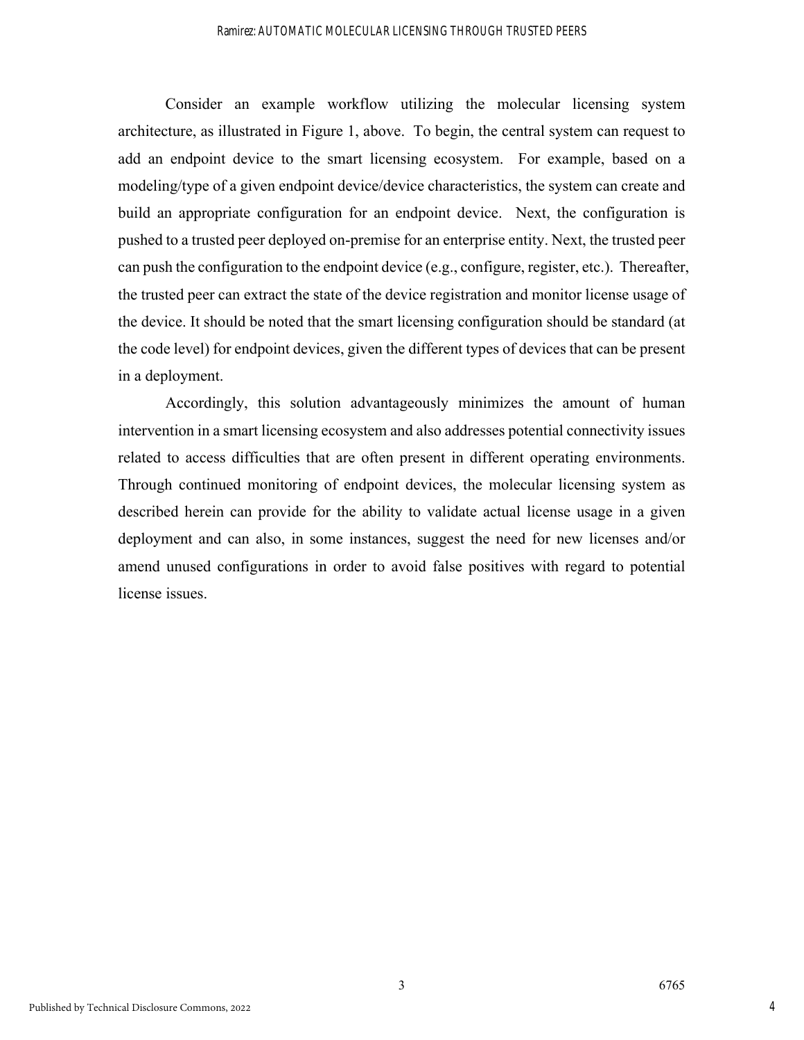Consider an example workflow utilizing the molecular licensing system architecture, as illustrated in Figure 1, above. To begin, the central system can request to add an endpoint device to the smart licensing ecosystem. For example, based on a modeling/type of a given endpoint device/device characteristics, the system can create and build an appropriate configuration for an endpoint device. Next, the configuration is pushed to a trusted peer deployed on-premise for an enterprise entity. Next, the trusted peer can push the configuration to the endpoint device (e.g., configure, register, etc.). Thereafter, the trusted peer can extract the state of the device registration and monitor license usage of the device. It should be noted that the smart licensing configuration should be standard (at the code level) for endpoint devices, given the different types of devices that can be present in a deployment.

Accordingly, this solution advantageously minimizes the amount of human intervention in a smart licensing ecosystem and also addresses potential connectivity issues related to access difficulties that are often present in different operating environments. Through continued monitoring of endpoint devices, the molecular licensing system as described herein can provide for the ability to validate actual license usage in a given deployment and can also, in some instances, suggest the need for new licenses and/or amend unused configurations in order to avoid false positives with regard to potential license issues.